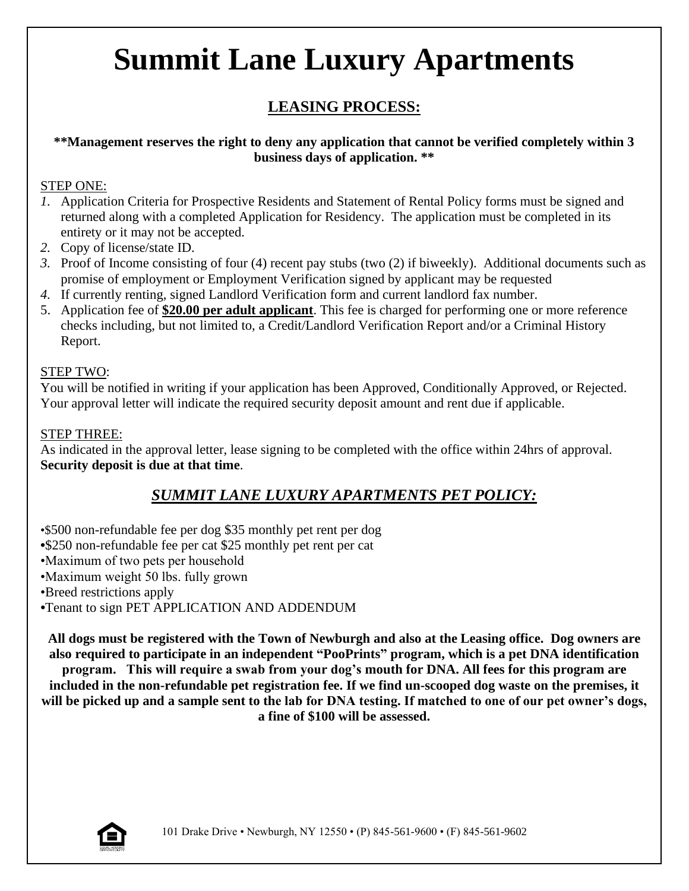# Summit Lane Luxury Apartments

## LEASING PROCESS:

**\*\*Management reserves the right to deny any application that cannot be verified completely within 3 business days of application. \*\***

STEP ONE:

1. Application Criteria for Prospective Residents and Statement of Rental Policy forms must be signed and returned along with a completed Application for Residency. The application must be completed in its entirety or it may not be accepted.
2. Copy of license/state ID.
3. Proof of Income consisting of four (4) recent pay stubs (two (2) if biweekly). Additional documents such as promise of employment or Employment Verification signed by applicant may be requested
4. If currently renting, signed Landlord Verification form and current landlord fax number.
5. Application fee of **$20.00 per adult applicant**. This fee is charged for performing one or more reference checks including, but not limited to, a Credit/Landlord Verification Report and/or a Criminal History Report.

STEP TWO:

You will be notified in writing if your application has been Approved, Conditionally Approved, or Rejected. Your approval letter will indicate the required security deposit amount and rent due if applicable.

STEP THREE:

As indicated in the approval letter, lease signing to be completed with the office within 24hrs of approval. **Security deposit is due at that time**.

## *SUMMIT LANE LUXURY APARTMENTS PET POLICY:*

- $500 non-refundable fee per dog $35 monthly pet rent per dog
- $250 non-refundable fee per cat $25 monthly pet rent per cat
- Maximum of two pets per household
- Maximum weight 50 lbs. fully grown
- Breed restrictions apply
- Tenant to sign PET APPLICATION AND ADDENDUM

**All dogs must be registered with the Town of Newburgh and also at the Leasing office. Dog owners are also required to participate in an independent "PooPrints" program, which is a pet DNA identification program. This will require a swab from your dog's mouth for DNA. All fees for this program are included in the non-refundable pet registration fee. If we find un-scooped dog waste on the premises, it will be picked up and a sample sent to the lab for DNA testing. If matched to one of our pet owner's dogs, a fine of $100 will be assessed.**

101 Drake Drive • Newburgh, NY 12550 • (P) 845-561-9600 • (F) 845-561-9602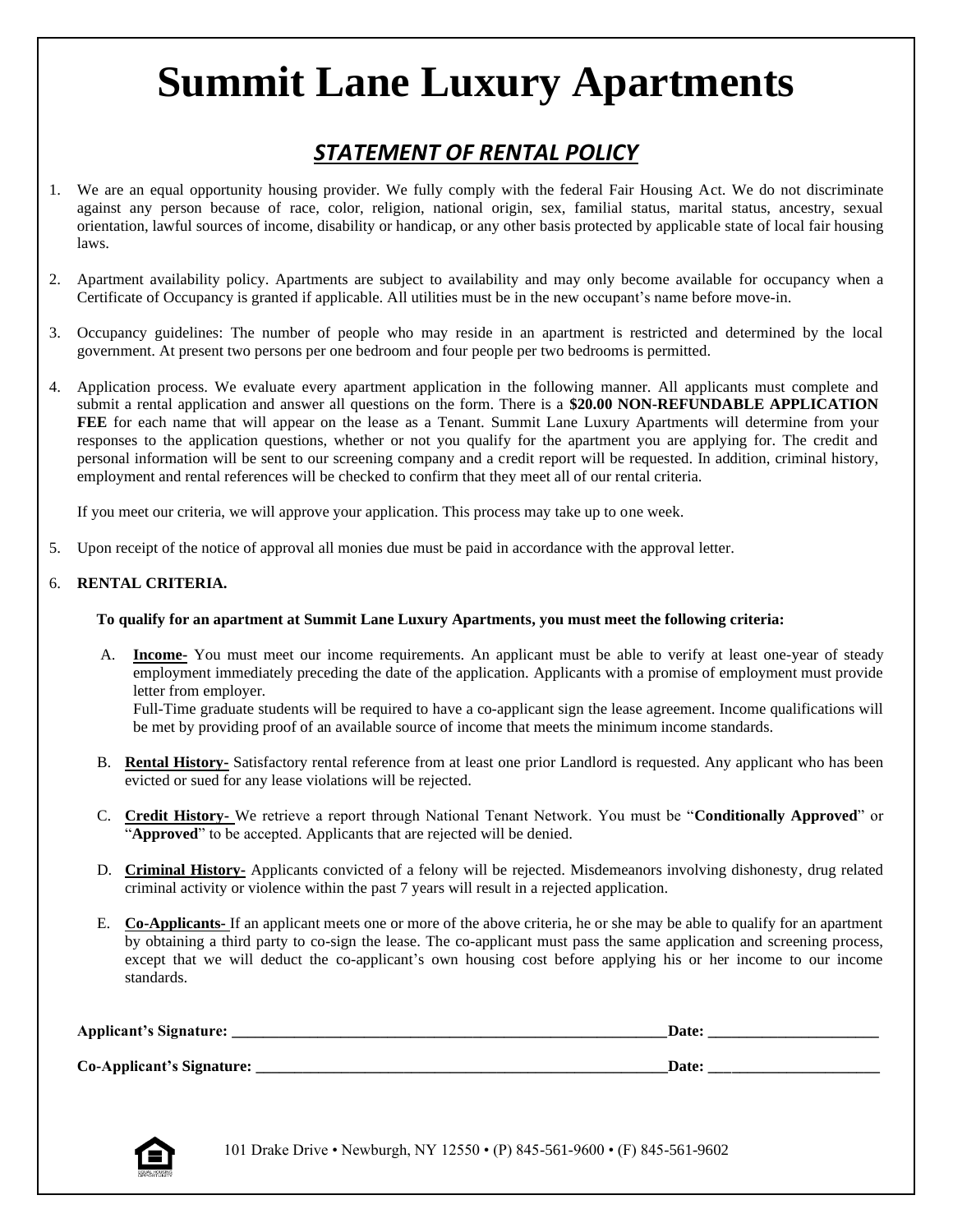# Summit Lane Luxury Apartments

## ***STATEMENT OF RENTAL POLICY***

1. We are an equal opportunity housing provider. We fully comply with the federal Fair Housing Act. We do not discriminate against any person because of race, color, religion, national origin, sex, familial status, marital status, ancestry, sexual orientation, lawful sources of income, disability or handicap, or any other basis protected by applicable state of local fair housing laws.

2. Apartment availability policy. Apartments are subject to availability and may only become available for occupancy when a Certificate of Occupancy is granted if applicable. All utilities must be in the new occupant's name before move-in.

3. Occupancy guidelines: The number of people who may reside in an apartment is restricted and determined by the local government. At present two persons per one bedroom and four people per two bedrooms is permitted.

4. Application process. We evaluate every apartment application in the following manner. All applicants must complete and submit a rental application and answer all questions on the form. There is a **$20.00 NON-REFUNDABLE APPLICATION FEE** for each name that will appear on the lease as a Tenant. Summit Lane Luxury Apartments will determine from your responses to the application questions, whether or not you qualify for the apartment you are applying for. The credit and personal information will be sent to our screening company and a credit report will be requested. In addition, criminal history, employment and rental references will be checked to confirm that they meet all of our rental criteria.

   If you meet our criteria, we will approve your application. This process may take up to one week.

5. Upon receipt of the notice of approval all monies due must be paid in accordance with the approval letter.

6. **RENTAL CRITERIA.**

   **To qualify for an apartment at Summit Lane Luxury Apartments, you must meet the following criteria:**

   A. **Income-** You must meet our income requirements. An applicant must be able to verify at least one-year of steady employment immediately preceding the date of the application. Applicants with a promise of employment must provide letter from employer.
   Full-Time graduate students will be required to have a co-applicant sign the lease agreement. Income qualifications will be met by providing proof of an available source of income that meets the minimum income standards.

   B. **Rental History-** Satisfactory rental reference from at least one prior Landlord is requested. Any applicant who has been evicted or sued for any lease violations will be rejected.

   C. **Credit History-** We retrieve a report through National Tenant Network. You must be "**Conditionally Approved**" or "**Approved**" to be accepted. Applicants that are rejected will be denied.

   D. **Criminal History-** Applicants convicted of a felony will be rejected. Misdemeanors involving dishonesty, drug related criminal activity or violence within the past 7 years will result in a rejected application.

   E. **Co-Applicants-** If an applicant meets one or more of the above criteria, he or she may be able to qualify for an apartment by obtaining a third party to co-sign the lease. The co-applicant must pass the same application and screening process, except that we will deduct the co-applicant's own housing cost before applying his or her income to our income standards.

**Applicant's Signature: ____________________________________________ Date: ____________________**

**Co-Applicant's Signature: _________________________________________ Date: ____________________**

101 Drake Drive • Newburgh, NY 12550 • (P) 845-561-9600 • (F) 845-561-9602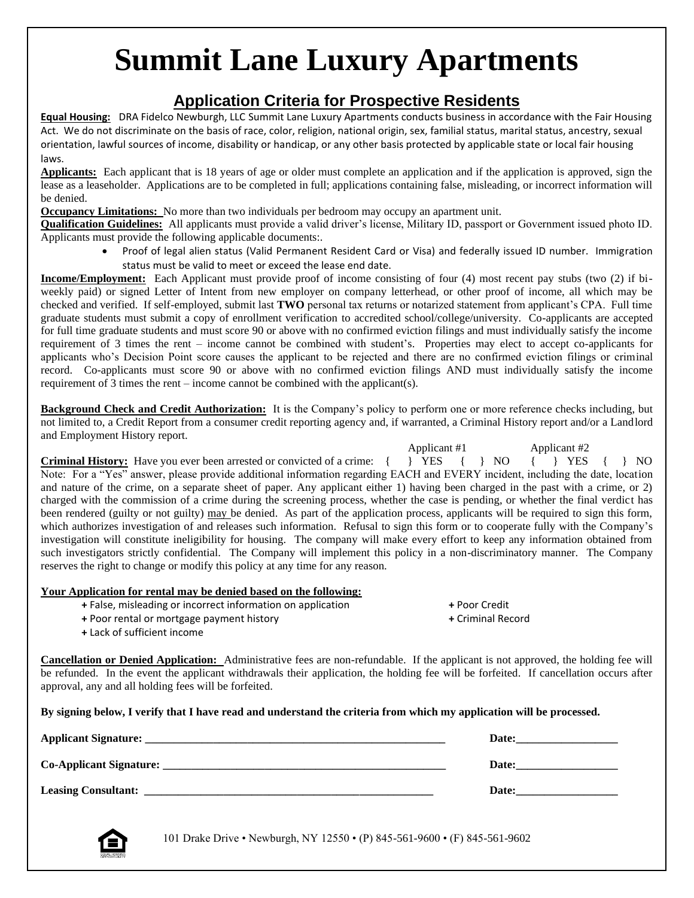# Summit Lane Luxury Apartments

## Application Criteria for Prospective Residents

**Equal Housing:** DRA Fidelco Newburgh, LLC Summit Lane Luxury Apartments conducts business in accordance with the Fair Housing Act. We do not discriminate on the basis of race, color, religion, national origin, sex, familial status, marital status, ancestry, sexual orientation, lawful sources of income, disability or handicap, or any other basis protected by applicable state or local fair housing laws.

**Applicants:** Each applicant that is 18 years of age or older must complete an application and if the application is approved, sign the lease as a leaseholder. Applications are to be completed in full; applications containing false, misleading, or incorrect information will be denied.

**Occupancy Limitations:** No more than two individuals per bedroom may occupy an apartment unit.

**Qualification Guidelines:** All applicants must provide a valid driver's license, Military ID, passport or Government issued photo ID. Applicants must provide the following applicable documents:.

- Proof of legal alien status (Valid Permanent Resident Card or Visa) and federally issued ID number. Immigration status must be valid to meet or exceed the lease end date.

**Income/Employment:** Each Applicant must provide proof of income consisting of four (4) most recent pay stubs (two (2) if bi-weekly paid) or signed Letter of Intent from new employer on company letterhead, or other proof of income, all which may be checked and verified. If self-employed, submit last **TWO** personal tax returns or notarized statement from applicant's CPA. Full time graduate students must submit a copy of enrollment verification to accredited school/college/university. Co-applicants are accepted for full time graduate students and must score 90 or above with no confirmed eviction filings and must individually satisfy the income requirement of 3 times the rent – income cannot be combined with student's. Properties may elect to accept co-applicants for applicants who's Decision Point score causes the applicant to be rejected and there are no confirmed eviction filings or criminal record. Co-applicants must score 90 or above with no confirmed eviction filings AND must individually satisfy the income requirement of 3 times the rent – income cannot be combined with the applicant(s).

**Background Check and Credit Authorization:** It is the Company's policy to perform one or more reference checks including, but not limited to, a Credit Report from a consumer credit reporting agency and, if warranted, a Criminal History report and/or a Landlord and Employment History report.

**Criminal History:** Have you ever been arrested or convicted of a crime: Applicant #1 { } YES { } NO Applicant #2 { } YES { } NO

Note: For a "Yes" answer, please provide additional information regarding EACH and EVERY incident, including the date, location and nature of the crime, on a separate sheet of paper. Any applicant either 1) having been charged in the past with a crime, or 2) charged with the commission of a crime during the screening process, whether the case is pending, or whether the final verdict has been rendered (guilty or not guilty) may be denied. As part of the application process, applicants will be required to sign this form, which authorizes investigation of and releases such information. Refusal to sign this form or to cooperate fully with the Company's investigation will constitute ineligibility for housing. The company will make every effort to keep any information obtained from such investigators strictly confidential. The Company will implement this policy in a non-discriminatory manner. The Company reserves the right to change or modify this policy at any time for any reason.

**Your Application for rental may be denied based on the following:**

+ False, misleading or incorrect information on application
+ Poor rental or mortgage payment history
+ Lack of sufficient income
+ Poor Credit
+ Criminal Record

**Cancellation or Denied Application:** Administrative fees are non-refundable. If the applicant is not approved, the holding fee will be refunded. In the event the applicant withdrawals their application, the holding fee will be forfeited. If cancellation occurs after approval, any and all holding fees will be forfeited.

**By signing below, I verify that I have read and understand the criteria from which my application will be processed.**

**Applicant Signature:** ______________________________ **Date:** ______________

**Co-Applicant Signature:** ______________________________ **Date:** ______________

**Leasing Consultant:** ______________________________ **Date:** ______________

101 Drake Drive • Newburgh, NY 12550 • (P) 845-561-9600 • (F) 845-561-9602